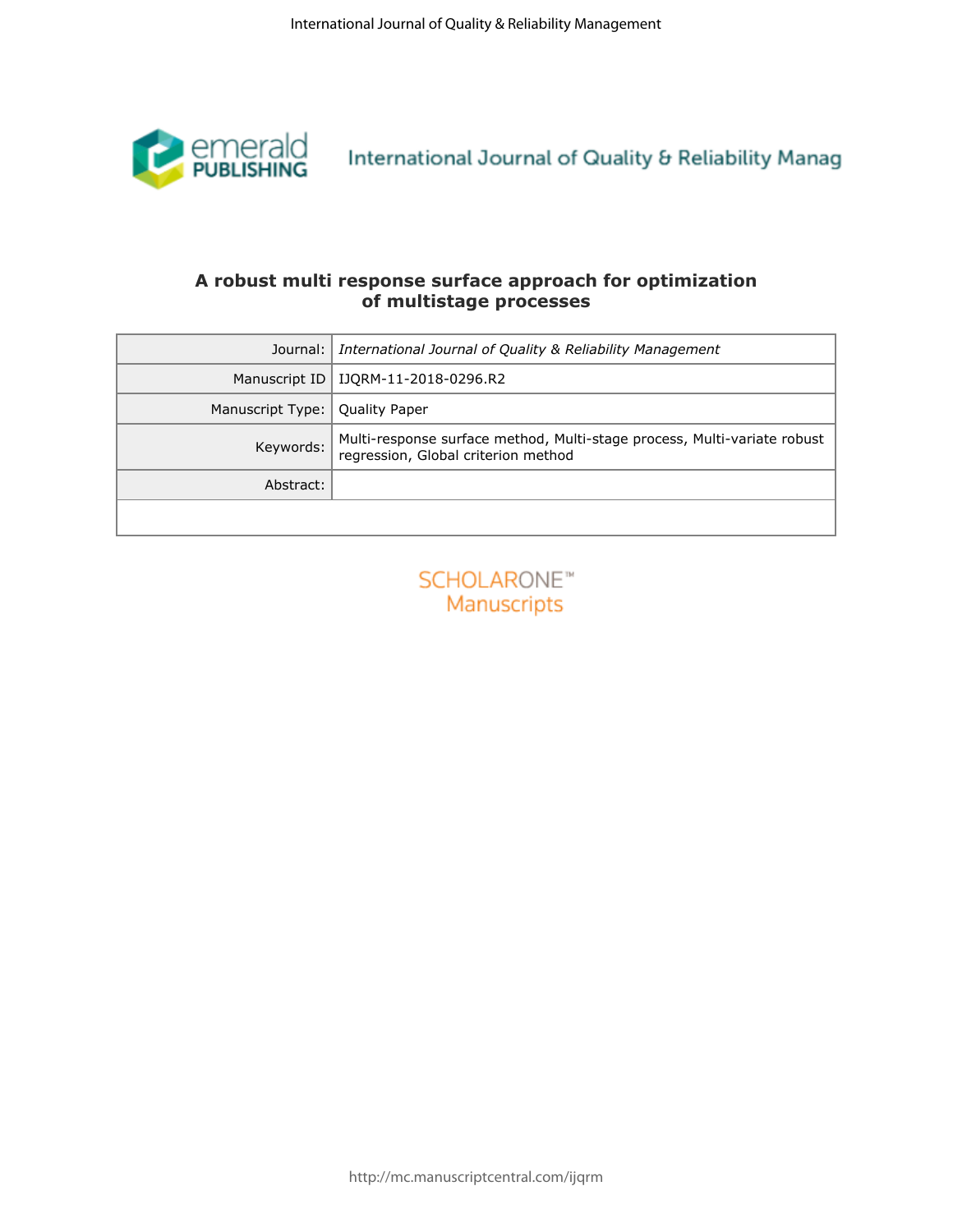# A robust multi response surface approach for optimization of multistage processes

| | |
|---|---|
| Journal: | *International Journal of Quality & Reliability Management* |
| Manuscript ID | IJQRM-11-2018-0296.R2 |
| Manuscript Type: | Quality Paper |
| Keywords: | Multi-response surface method, Multi-stage process, Multi-variate robust regression, Global criterion method |
| Abstract: | |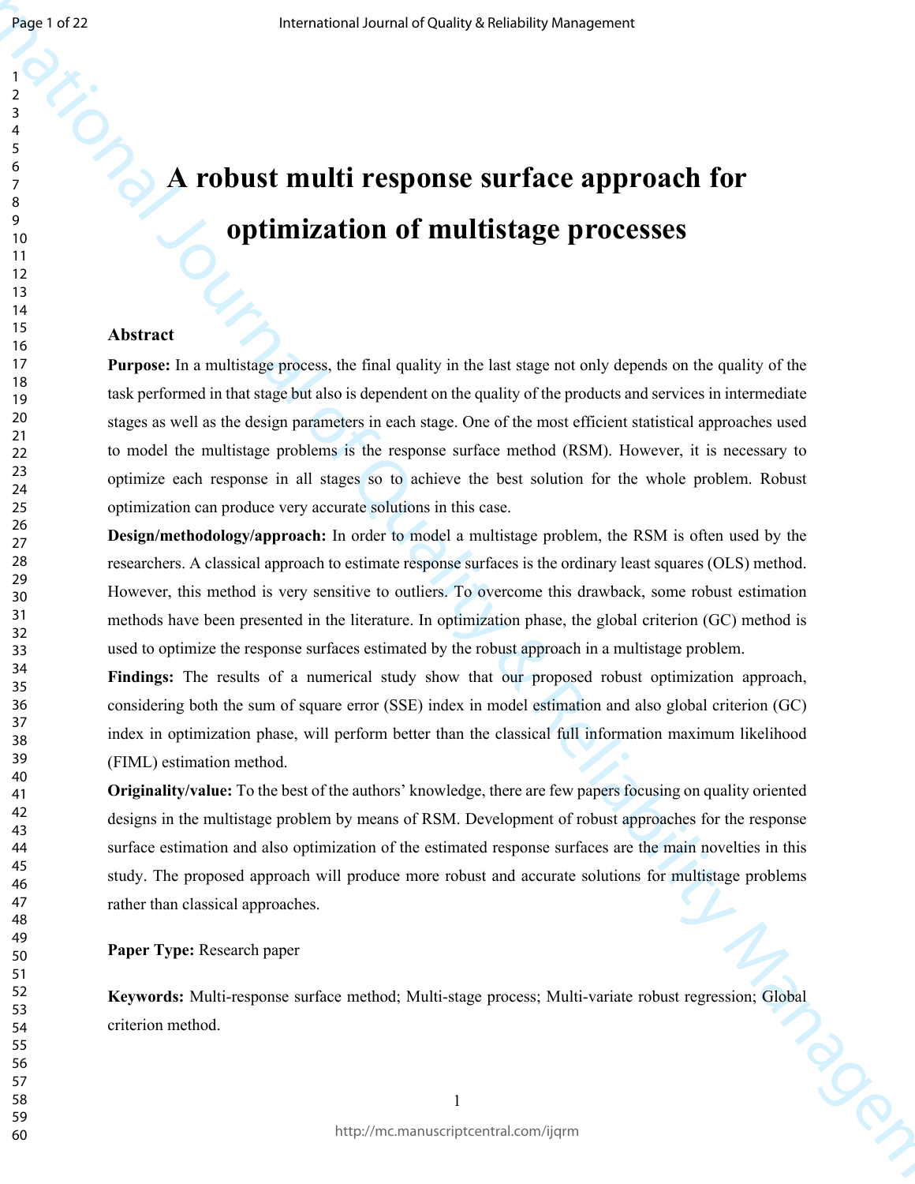# A robust multi response surface approach for optimization of multistage processes

## Abstract

**Purpose:** In a multistage process, the final quality in the last stage not only depends on the quality of the task performed in that stage but also is dependent on the quality of the products and services in intermediate stages as well as the design parameters in each stage. One of the most efficient statistical approaches used to model the multistage problems is the response surface method (RSM). However, it is necessary to optimize each response in all stages so to achieve the best solution for the whole problem. Robust optimization can produce very accurate solutions in this case.

**Design/methodology/approach:** In order to model a multistage problem, the RSM is often used by the researchers. A classical approach to estimate response surfaces is the ordinary least squares (OLS) method. However, this method is very sensitive to outliers. To overcome this drawback, some robust estimation methods have been presented in the literature. In optimization phase, the global criterion (GC) method is used to optimize the response surfaces estimated by the robust approach in a multistage problem.

**Findings:** The results of a numerical study show that our proposed robust optimization approach, considering both the sum of square error (SSE) index in model estimation and also global criterion (GC) index in optimization phase, will perform better than the classical full information maximum likelihood (FIML) estimation method.

**Originality/value:** To the best of the authors' knowledge, there are few papers focusing on quality oriented designs in the multistage problem by means of RSM. Development of robust approaches for the response surface estimation and also optimization of the estimated response surfaces are the main novelties in this study. The proposed approach will produce more robust and accurate solutions for multistage problems rather than classical approaches.

**Paper Type:** Research paper

**Keywords:** Multi-response surface method; Multi-stage process; Multi-variate robust regression; Global criterion method.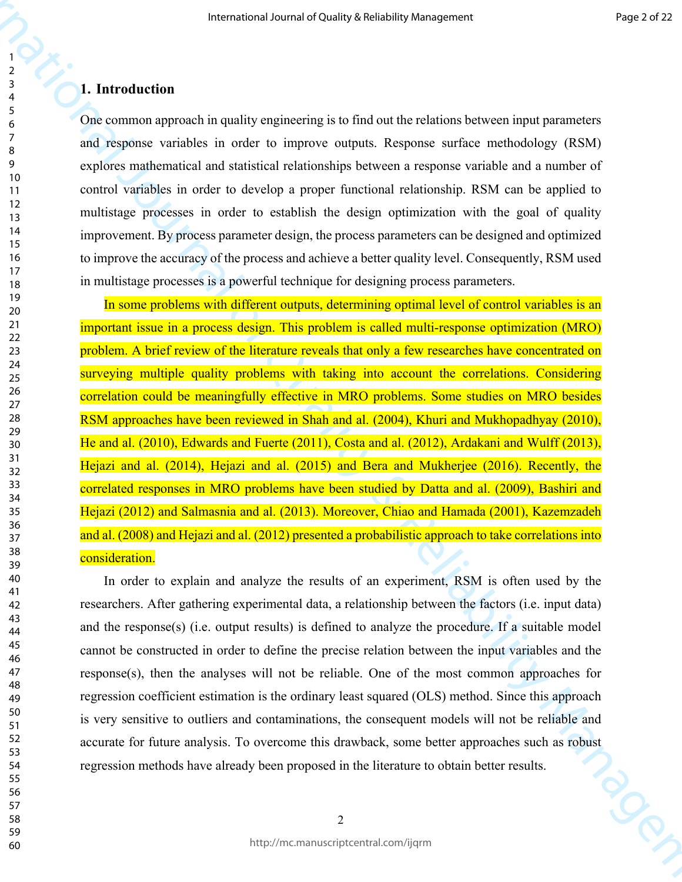## 1. Introduction

One common approach in quality engineering is to find out the relations between input parameters and response variables in order to improve outputs. Response surface methodology (RSM) explores mathematical and statistical relationships between a response variable and a number of control variables in order to develop a proper functional relationship. RSM can be applied to multistage processes in order to establish the design optimization with the goal of quality improvement. By process parameter design, the process parameters can be designed and optimized to improve the accuracy of the process and achieve a better quality level. Consequently, RSM used in multistage processes is a powerful technique for designing process parameters.

In some problems with different outputs, determining optimal level of control variables is an important issue in a process design. This problem is called multi-response optimization (MRO) problem. A brief review of the literature reveals that only a few researches have concentrated on surveying multiple quality problems with taking into account the correlations. Considering correlation could be meaningfully effective in MRO problems. Some studies on MRO besides RSM approaches have been reviewed in Shah and al. (2004), Khuri and Mukhopadhyay (2010), He and al. (2010), Edwards and Fuerte (2011), Costa and al. (2012), Ardakani and Wulff (2013), Hejazi and al. (2014), Hejazi and al. (2015) and Bera and Mukherjee (2016). Recently, the correlated responses in MRO problems have been studied by Datta and al. (2009), Bashiri and Hejazi (2012) and Salmasnia and al. (2013). Moreover, Chiao and Hamada (2001), Kazemzadeh and al. (2008) and Hejazi and al. (2012) presented a probabilistic approach to take correlations into consideration.

In order to explain and analyze the results of an experiment, RSM is often used by the researchers. After gathering experimental data, a relationship between the factors (i.e. input data) and the response(s) (i.e. output results) is defined to analyze the procedure. If a suitable model cannot be constructed in order to define the precise relation between the input variables and the response(s), then the analyses will not be reliable. One of the most common approaches for regression coefficient estimation is the ordinary least squared (OLS) method. Since this approach is very sensitive to outliers and contaminations, the consequent models will not be reliable and accurate for future analysis. To overcome this drawback, some better approaches such as robust regression methods have already been proposed in the literature to obtain better results.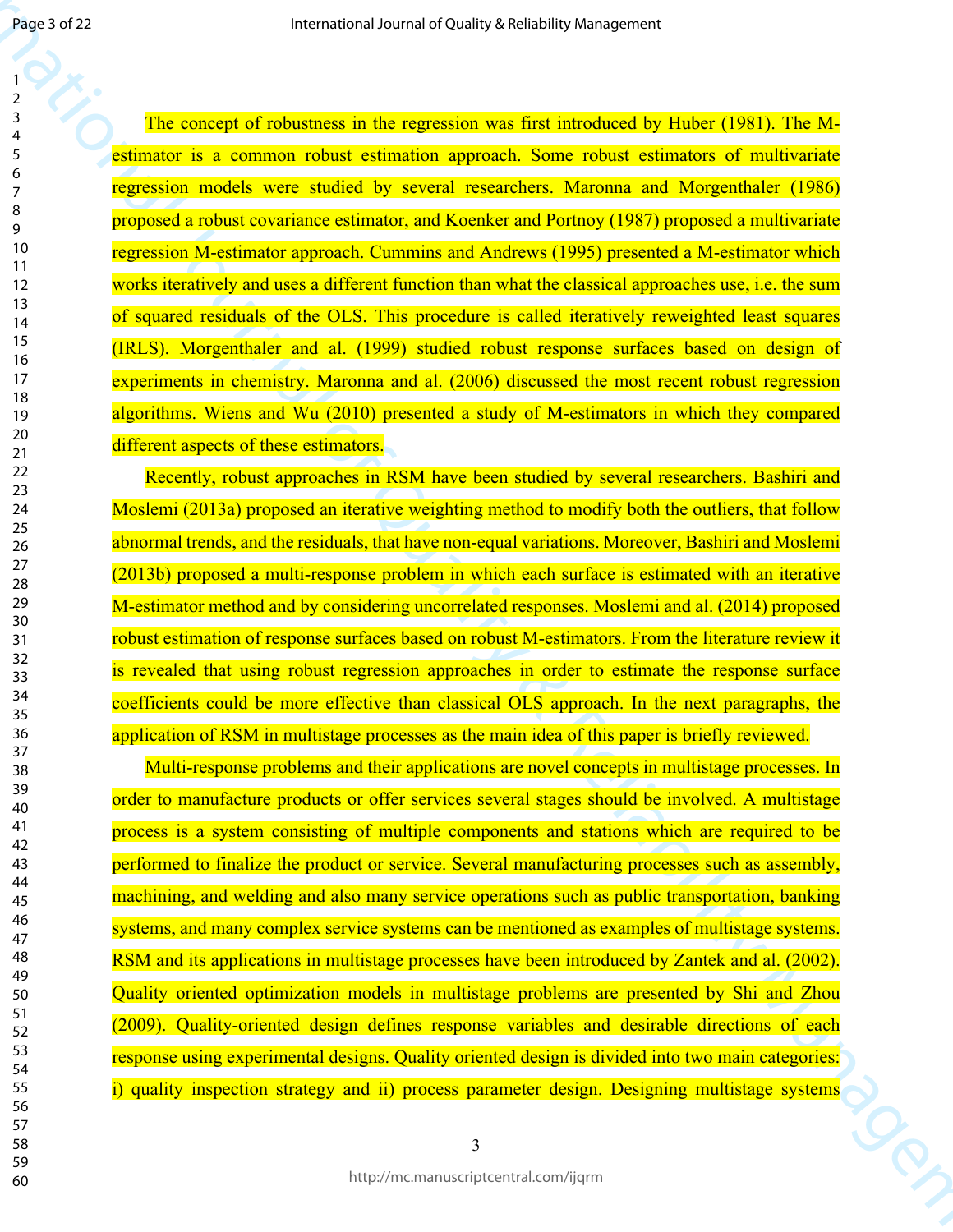The concept of robustness in the regression was first introduced by Huber (1981). The M-estimator is a common robust estimation approach. Some robust estimators of multivariate regression models were studied by several researchers. Maronna and Morgenthaler (1986) proposed a robust covariance estimator, and Koenker and Portnoy (1987) proposed a multivariate regression M-estimator approach. Cummins and Andrews (1995) presented a M-estimator which works iteratively and uses a different function than what the classical approaches use, i.e. the sum of squared residuals of the OLS. This procedure is called iteratively reweighted least squares (IRLS). Morgenthaler and al. (1999) studied robust response surfaces based on design of experiments in chemistry. Maronna and al. (2006) discussed the most recent robust regression algorithms. Wiens and Wu (2010) presented a study of M-estimators in which they compared different aspects of these estimators.

Recently, robust approaches in RSM have been studied by several researchers. Bashiri and Moslemi (2013a) proposed an iterative weighting method to modify both the outliers, that follow abnormal trends, and the residuals, that have non-equal variations. Moreover, Bashiri and Moslemi (2013b) proposed a multi-response problem in which each surface is estimated with an iterative M-estimator method and by considering uncorrelated responses. Moslemi and al. (2014) proposed robust estimation of response surfaces based on robust M-estimators. From the literature review it is revealed that using robust regression approaches in order to estimate the response surface coefficients could be more effective than classical OLS approach. In the next paragraphs, the application of RSM in multistage processes as the main idea of this paper is briefly reviewed.

Multi-response problems and their applications are novel concepts in multistage processes. In order to manufacture products or offer services several stages should be involved. A multistage process is a system consisting of multiple components and stations which are required to be performed to finalize the product or service. Several manufacturing processes such as assembly, machining, and welding and also many service operations such as public transportation, banking systems, and many complex service systems can be mentioned as examples of multistage systems. RSM and its applications in multistage processes have been introduced by Zantek and al. (2002). Quality oriented optimization models in multistage problems are presented by Shi and Zhou (2009). Quality-oriented design defines response variables and desirable directions of each response using experimental designs. Quality oriented design is divided into two main categories: i) quality inspection strategy and ii) process parameter design. Designing multistage systems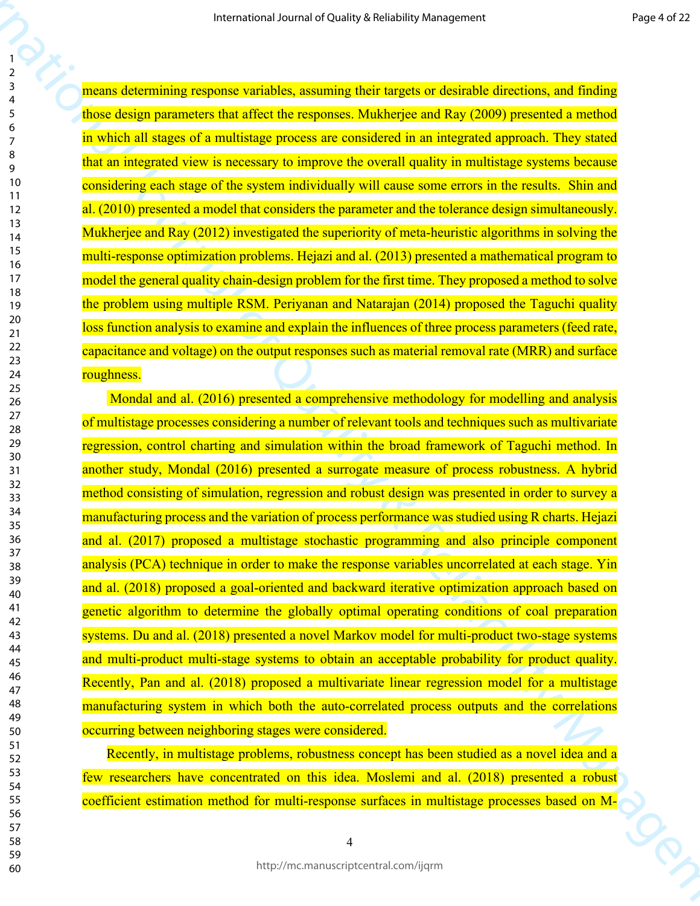means determining response variables, assuming their targets or desirable directions, and finding those design parameters that affect the responses. Mukherjee and Ray (2009) presented a method in which all stages of a multistage process are considered in an integrated approach. They stated that an integrated view is necessary to improve the overall quality in multistage systems because considering each stage of the system individually will cause some errors in the results. Shin and al. (2010) presented a model that considers the parameter and the tolerance design simultaneously. Mukherjee and Ray (2012) investigated the superiority of meta-heuristic algorithms in solving the multi-response optimization problems. Hejazi and al. (2013) presented a mathematical program to model the general quality chain-design problem for the first time. They proposed a method to solve the problem using multiple RSM. Periyanan and Natarajan (2014) proposed the Taguchi quality loss function analysis to examine and explain the influences of three process parameters (feed rate, capacitance and voltage) on the output responses such as material removal rate (MRR) and surface roughness.

Mondal and al. (2016) presented a comprehensive methodology for modelling and analysis of multistage processes considering a number of relevant tools and techniques such as multivariate regression, control charting and simulation within the broad framework of Taguchi method. In another study, Mondal (2016) presented a surrogate measure of process robustness. A hybrid method consisting of simulation, regression and robust design was presented in order to survey a manufacturing process and the variation of process performance was studied using R charts. Hejazi and al. (2017) proposed a multistage stochastic programming and also principle component analysis (PCA) technique in order to make the response variables uncorrelated at each stage. Yin and al. (2018) proposed a goal-oriented and backward iterative optimization approach based on genetic algorithm to determine the globally optimal operating conditions of coal preparation systems. Du and al. (2018) presented a novel Markov model for multi-product two-stage systems and multi-product multi-stage systems to obtain an acceptable probability for product quality. Recently, Pan and al. (2018) proposed a multivariate linear regression model for a multistage manufacturing system in which both the auto-correlated process outputs and the correlations occurring between neighboring stages were considered.

Recently, in multistage problems, robustness concept has been studied as a novel idea and a few researchers have concentrated on this idea. Moslemi and al. (2018) presented a robust coefficient estimation method for multi-response surfaces in multistage processes based on M-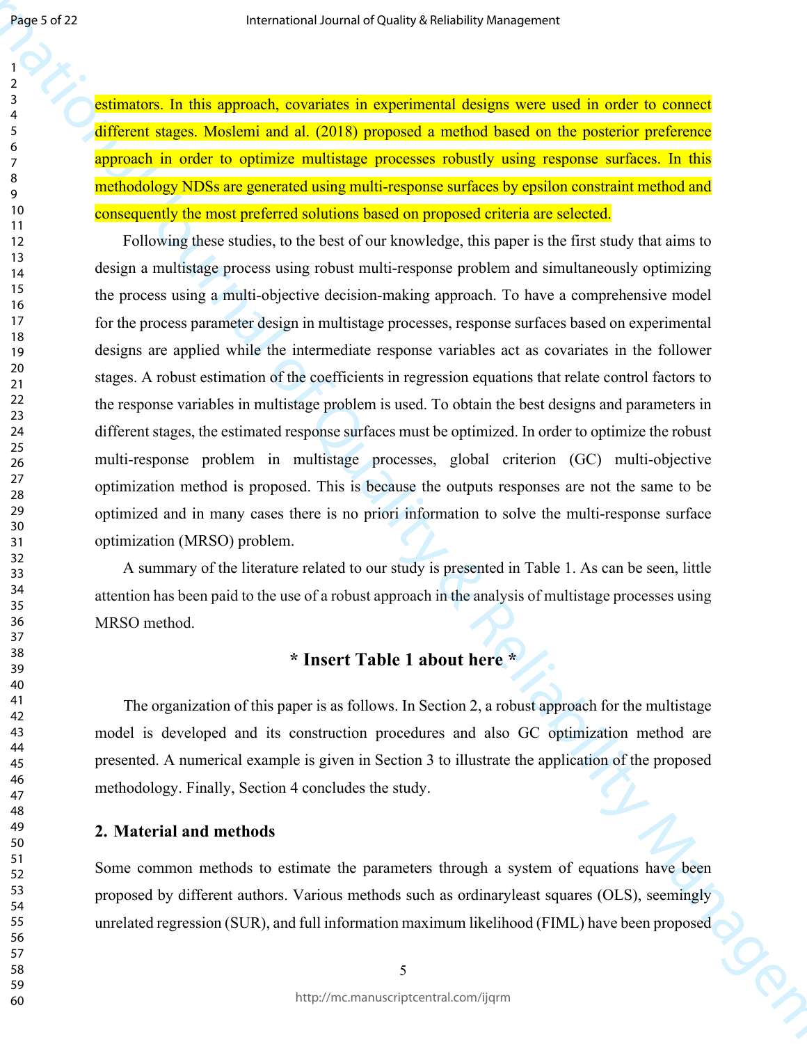estimators. In this approach, covariates in experimental designs were used in order to connect different stages. Moslemi and al. (2018) proposed a method based on the posterior preference approach in order to optimize multistage processes robustly using response surfaces. In this methodology NDSs are generated using multi-response surfaces by epsilon constraint method and consequently the most preferred solutions based on proposed criteria are selected.

Following these studies, to the best of our knowledge, this paper is the first study that aims to design a multistage process using robust multi-response problem and simultaneously optimizing the process using a multi-objective decision-making approach. To have a comprehensive model for the process parameter design in multistage processes, response surfaces based on experimental designs are applied while the intermediate response variables act as covariates in the follower stages. A robust estimation of the coefficients in regression equations that relate control factors to the response variables in multistage problem is used. To obtain the best designs and parameters in different stages, the estimated response surfaces must be optimized. In order to optimize the robust multi-response problem in multistage processes, global criterion (GC) multi-objective optimization method is proposed. This is because the outputs responses are not the same to be optimized and in many cases there is no priori information to solve the multi-response surface optimization (MRSO) problem.

A summary of the literature related to our study is presented in Table 1. As can be seen, little attention has been paid to the use of a robust approach in the analysis of multistage processes using MRSO method.

**\* Insert Table 1 about here \***

The organization of this paper is as follows. In Section 2, a robust approach for the multistage model is developed and its construction procedures and also GC optimization method are presented. A numerical example is given in Section 3 to illustrate the application of the proposed methodology. Finally, Section 4 concludes the study.

## 2. Material and methods

Some common methods to estimate the parameters through a system of equations have been proposed by different authors. Various methods such as ordinaryleast squares (OLS), seemingly unrelated regression (SUR), and full information maximum likelihood (FIML) have been proposed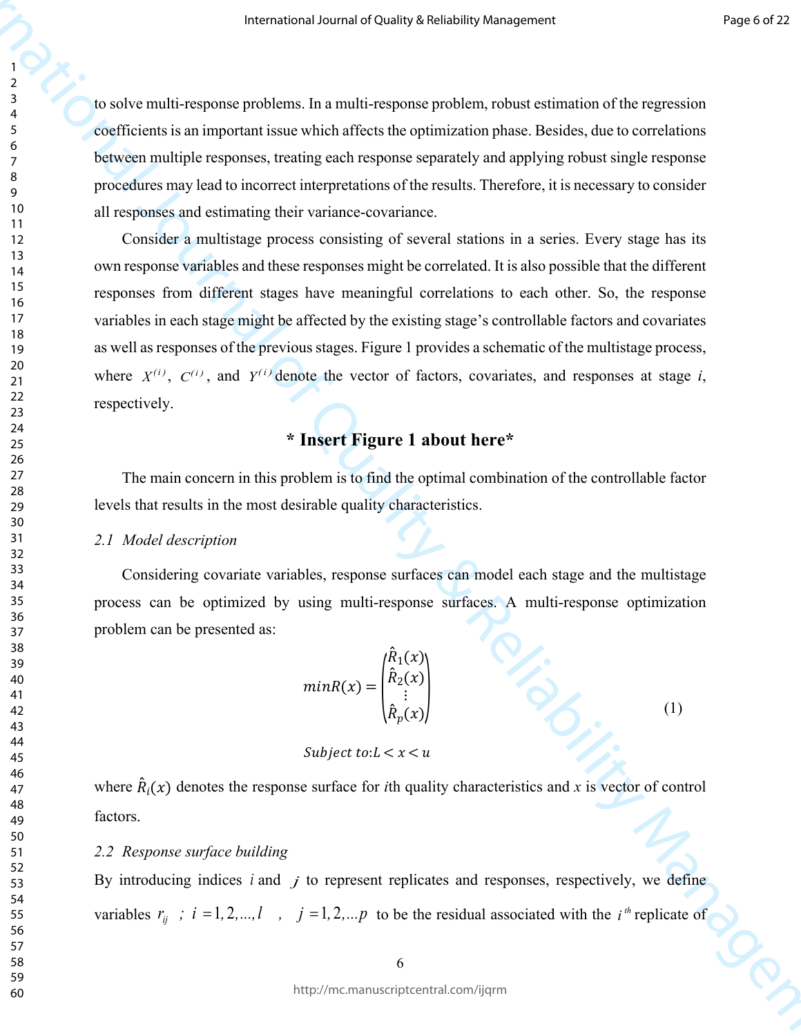to solve multi-response problems. In a multi-response problem, robust estimation of the regression coefficients is an important issue which affects the optimization phase. Besides, due to correlations between multiple responses, treating each response separately and applying robust single response procedures may lead to incorrect interpretations of the results. Therefore, it is necessary to consider all responses and estimating their variance-covariance.

Consider a multistage process consisting of several stations in a series. Every stage has its own response variables and these responses might be correlated. It is also possible that the different responses from different stages have meaningful correlations to each other. So, the response variables in each stage might be affected by the existing stage's controllable factors and covariates as well as responses of the previous stages. Figure 1 provides a schematic of the multistage process, where $X^{(i)}$, $C^{(i)}$, and $Y^{(i)}$ denote the vector of factors, covariates, and responses at stage *i*, respectively.

**\* Insert Figure 1 about here\***

The main concern in this problem is to find the optimal combination of the controllable factor levels that results in the most desirable quality characteristics.

*2.1 Model description*

Considering covariate variables, response surfaces can model each stage and the multistage process can be optimized by using multi-response surfaces. A multi-response optimization problem can be presented as:

$$minR(x) = \begin{pmatrix} \hat{R}_1(x) \\ \hat{R}_2(x) \\ \vdots \\ \hat{R}_p(x) \end{pmatrix} \tag{1}$$

$$Subject\ to{:}L < x < u$$

where $\hat{R}_i(x)$ denotes the response surface for *i*th quality characteristics and *x* is vector of control factors.

*2.2 Response surface building*

By introducing indices $i$ and $j$ to represent replicates and responses, respectively, we define variables $r_{ij}$ ; $i = 1, 2, ..., l$ , $j = 1, 2, ... p$ to be the residual associated with the $i^{th}$ replicate of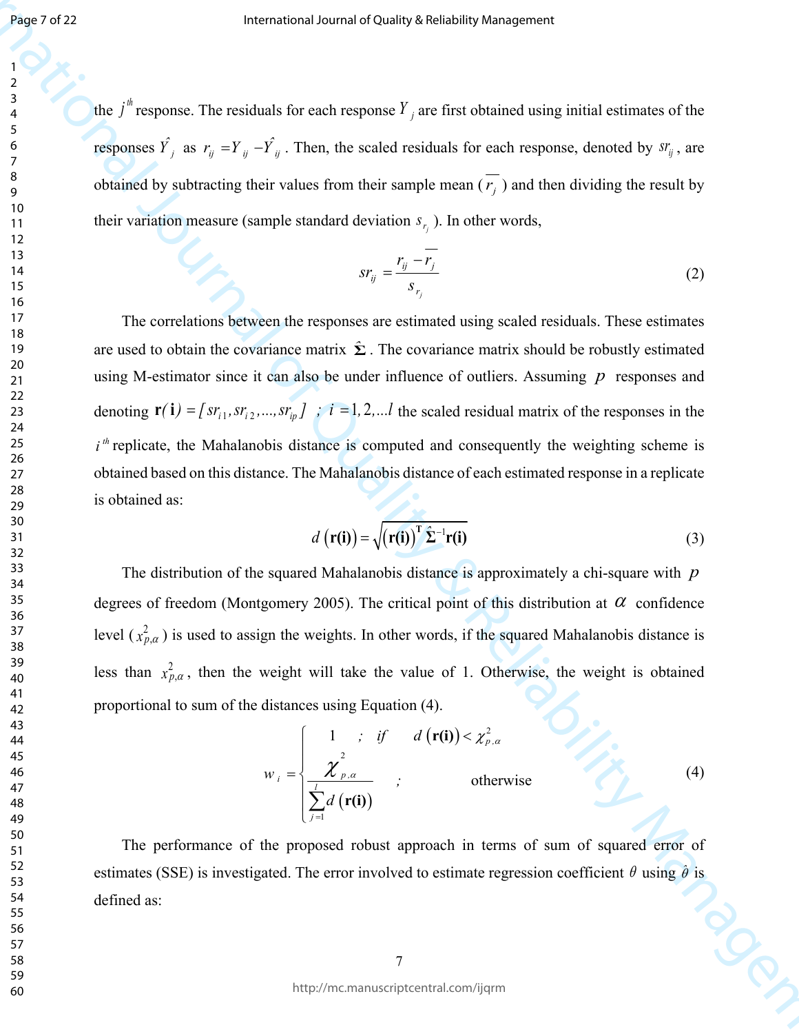the $j^{th}$ response. The residuals for each response $Y_j$ are first obtained using initial estimates of the responses $\hat{Y}_j$ as $r_{ij} = Y_{ij} - \hat{Y}_{ij}$. Then, the scaled residuals for each response, denoted by $sr_{ij}$, are obtained by subtracting their values from their sample mean ($\overline{r_j}$) and then dividing the result by their variation measure (sample standard deviation $s_{r_j}$). In other words,

$$sr_{ij} = \frac{r_{ij} - \overline{r_j}}{s_{r_j}} \tag{2}$$

The correlations between the responses are estimated using scaled residuals. These estimates are used to obtain the covariance matrix $\hat{\mathbf{\Sigma}}$. The covariance matrix should be robustly estimated using M-estimator since it can also be under influence of outliers. Assuming $p$ responses and denoting $\mathbf{r}(\mathbf{i}) = [sr_{i1}, sr_{i2}, ..., sr_{ip}]$ ; $i = 1, 2, ...l$ the scaled residual matrix of the responses in the $i^{th}$ replicate, the Mahalanobis distance is computed and consequently the weighting scheme is obtained based on this distance. The Mahalanobis distance of each estimated response in a replicate is obtained as:

$$d\left(\mathbf{r(i)}\right) = \sqrt{\left(\mathbf{r(i)}\right)^{\mathrm{T}} \hat{\mathbf{\Sigma}}^{-1} \mathbf{r(i)}} \tag{3}$$

The distribution of the squared Mahalanobis distance is approximately a chi-square with $p$ degrees of freedom (Montgomery 2005). The critical point of this distribution at $\alpha$ confidence level ($x^2_{p,\alpha}$) is used to assign the weights. In other words, if the squared Mahalanobis distance is less than $x^2_{p,\alpha}$, then the weight will take the value of 1. Otherwise, the weight is obtained proportional to sum of the distances using Equation (4).

$$w_i = \begin{cases} 1 & ; \quad if \quad d\left(\mathbf{r(i)}\right) < \chi^2_{p,\alpha} \\ \dfrac{\chi^2_{p,\alpha}}{\sum_{j=1}^{l} d\left(\mathbf{r(i)}\right)} & ; \quad \text{otherwise} \end{cases} \tag{4}$$

The performance of the proposed robust approach in terms of sum of squared error of estimates (SSE) is investigated. The error involved to estimate regression coefficient $\theta$ using $\hat{\theta}$ is defined as: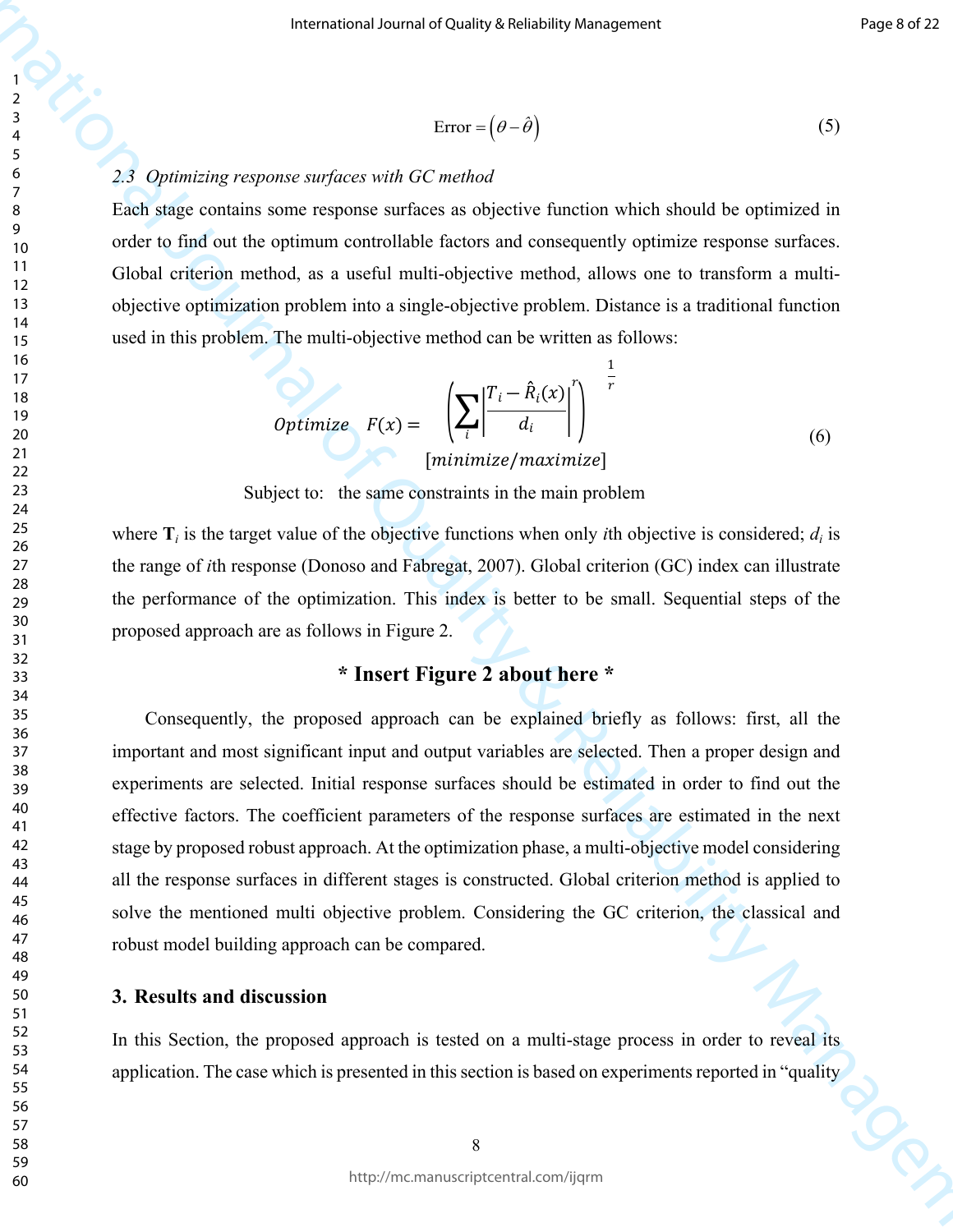$$\text{Error} = \left(\theta - \hat{\theta}\right) \tag{5}$$

### 2.3 Optimizing response surfaces with GC method

Each stage contains some response surfaces as objective function which should be optimized in order to find out the optimum controllable factors and consequently optimize response surfaces. Global criterion method, as a useful multi-objective method, allows one to transform a multi-objective optimization problem into a single-objective problem. Distance is a traditional function used in this problem. The multi-objective method can be written as follows:

$$\text{Optimize} \quad F(x) = \left(\sum_i \left|\frac{T_i - \hat{R}_i(x)}{d_i}\right|^r\right)^{\frac{1}{r}} \quad [\text{minimize/maximize}] \tag{6}$$

Subject to: the same constraints in the main problem

where $\mathbf{T}_i$ is the target value of the objective functions when only $i$th objective is considered; $d_i$ is the range of $i$th response (Donoso and Fabregat, 2007). Global criterion (GC) index can illustrate the performance of the optimization. This index is better to be small. Sequential steps of the proposed approach are as follows in Figure 2.

**\* Insert Figure 2 about here \***

Consequently, the proposed approach can be explained briefly as follows: first, all the important and most significant input and output variables are selected. Then a proper design and experiments are selected. Initial response surfaces should be estimated in order to find out the effective factors. The coefficient parameters of the response surfaces are estimated in the next stage by proposed robust approach. At the optimization phase, a multi-objective model considering all the response surfaces in different stages is constructed. Global criterion method is applied to solve the mentioned multi objective problem. Considering the GC criterion, the classical and robust model building approach can be compared.

## 3. Results and discussion

In this Section, the proposed approach is tested on a multi-stage process in order to reveal its application. The case which is presented in this section is based on experiments reported in "quality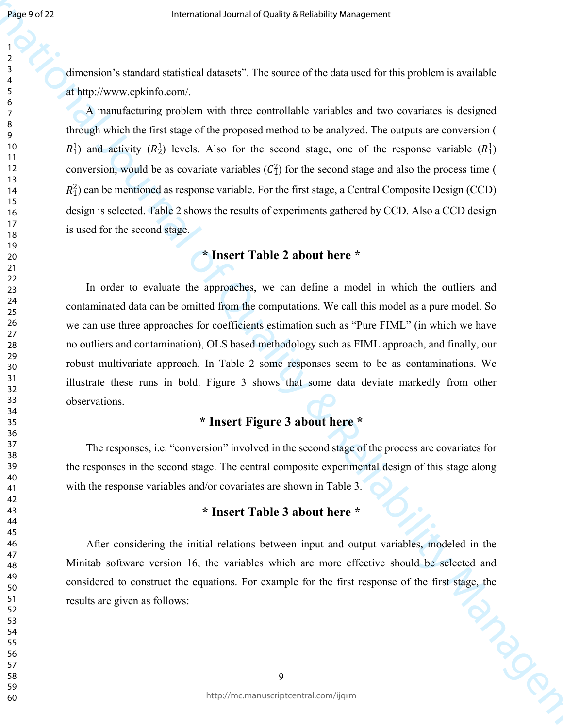dimension's standard statistical datasets". The source of the data used for this problem is available at http://www.cpkinfo.com/.

A manufacturing problem with three controllable variables and two covariates is designed through which the first stage of the proposed method to be analyzed. The outputs are conversion ($R_1^1$) and activity ($R_2^1$) levels. Also for the second stage, one of the response variable ($R_1^1$) conversion, would be as covariate variables ($C_1^2$) for the second stage and also the process time ($R_1^2$) can be mentioned as response variable. For the first stage, a Central Composite Design (CCD) design is selected. Table 2 shows the results of experiments gathered by CCD. Also a CCD design is used for the second stage.

**\* Insert Table 2 about here \***

In order to evaluate the approaches, we can define a model in which the outliers and contaminated data can be omitted from the computations. We call this model as a pure model. So we can use three approaches for coefficients estimation such as "Pure FIML" (in which we have no outliers and contamination), OLS based methodology such as FIML approach, and finally, our robust multivariate approach. In Table 2 some responses seem to be as contaminations. We illustrate these runs in bold. Figure 3 shows that some data deviate markedly from other observations.

**\* Insert Figure 3 about here \***

The responses, i.e. "conversion" involved in the second stage of the process are covariates for the responses in the second stage. The central composite experimental design of this stage along with the response variables and/or covariates are shown in Table 3.

**\* Insert Table 3 about here \***

After considering the initial relations between input and output variables, modeled in the Minitab software version 16, the variables which are more effective should be selected and considered to construct the equations. For example for the first response of the first stage, the results are given as follows: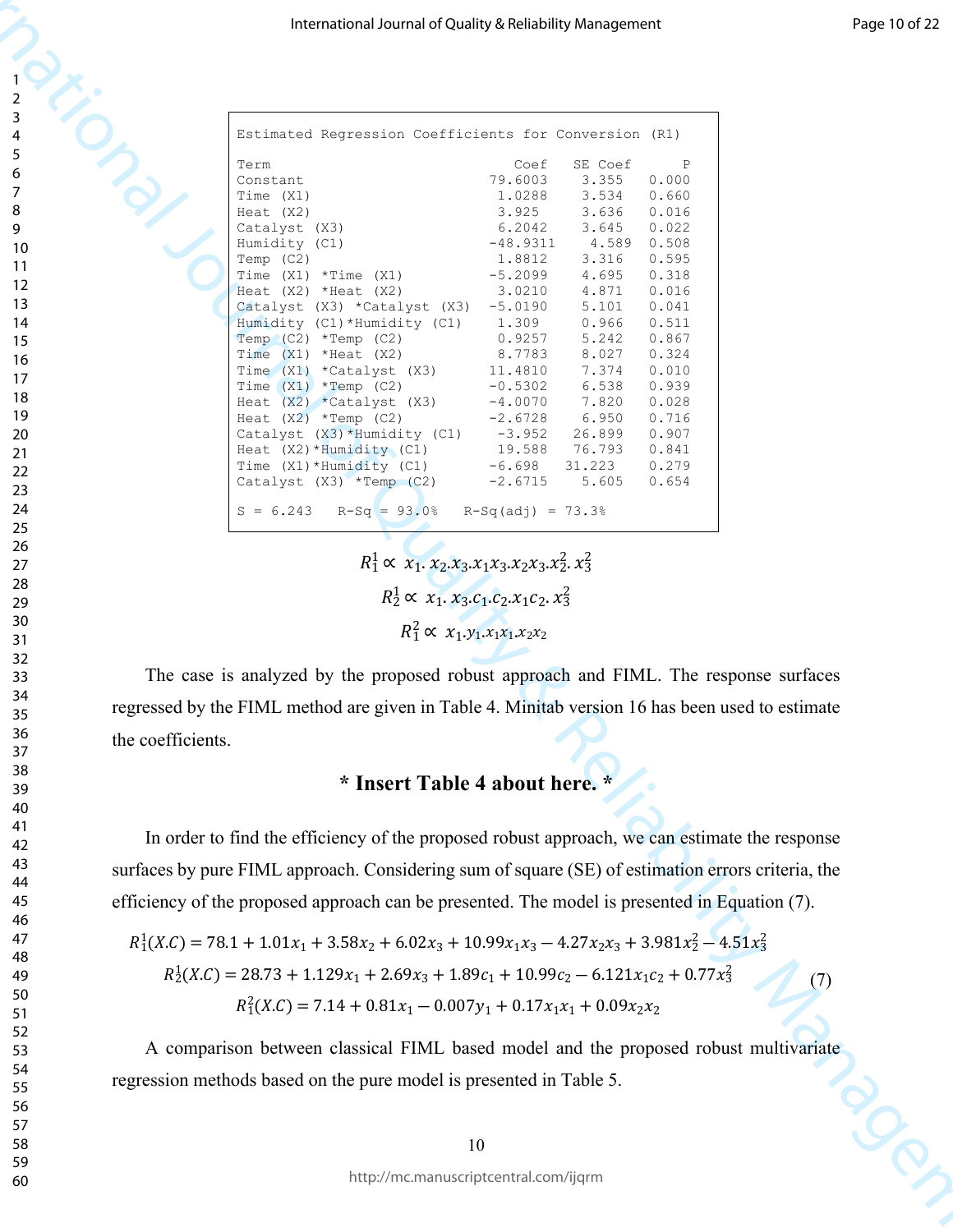| Term | Coef | SE Coef | P |
|---|---|---|---|
| Constant | 79.6003 | 3.355 | 0.000 |
| Time (X1) | 1.0288 | 3.534 | 0.660 |
| Heat (X2) | 3.925 | 3.636 | 0.016 |
| Catalyst (X3) | 6.2042 | 3.645 | 0.022 |
| Humidity (C1) | -48.9311 | 4.589 | 0.508 |
| Temp (C2) | 1.8812 | 3.316 | 0.595 |
| Time (X1) *Time (X1) | -5.2099 | 4.695 | 0.318 |
| Heat (X2) *Heat (X2) | 3.0210 | 4.871 | 0.016 |
| Catalyst (X3) *Catalyst (X3) | -5.0190 | 5.101 | 0.041 |
| Humidity (C1)*Humidity (C1) | 1.309 | 0.966 | 0.511 |
| Temp (C2) *Temp (C2) | 0.9257 | 5.242 | 0.867 |
| Time (X1) *Heat (X2) | 8.7783 | 8.027 | 0.324 |
| Time (X1) *Catalyst (X3) | 11.4810 | 7.374 | 0.010 |
| Time (X1) *Temp (C2) | -0.5302 | 6.538 | 0.939 |
| Heat (X2) *Catalyst (X3) | -4.0070 | 7.820 | 0.028 |
| Heat (X2) *Temp (C2) | -2.6728 | 6.950 | 0.716 |
| Catalyst (X3)*Humidity (C1) | -3.952 | 26.899 | 0.907 |
| Heat (X2)*Humidity (C1) | 19.588 | 76.793 | 0.841 |
| Time (X1)*Humidity (C1) | -6.698 | 31.223 | 0.279 |
| Catalyst (X3) *Temp (C2) | -2.6715 | 5.605 | 0.654 |

Estimated Regression Coefficients for Conversion (R1)

S = 6.243 R-Sq = 93.0% R-Sq(adj) = 73.3%

$$R_1^1 \propto x_1.x_2.x_3.x_1x_3.x_2x_3.x_2^2.x_3^2$$

$$R_2^1 \propto x_1.x_3.c_1.c_2.x_1c_2.x_3^2$$

$$R_1^2 \propto x_1.y_1.x_1x_1.x_2x_2$$

The case is analyzed by the proposed robust approach and FIML. The response surfaces regressed by the FIML method are given in Table 4. Minitab version 16 has been used to estimate the coefficients.

**\* Insert Table 4 about here. \***

In order to find the efficiency of the proposed robust approach, we can estimate the response surfaces by pure FIML approach. Considering sum of square (SE) of estimation errors criteria, the efficiency of the proposed approach can be presented. The model is presented in Equation (7).

$$\begin{aligned} R_1^1(X.C) &= 78.1 + 1.01x_1 + 3.58x_2 + 6.02x_3 + 10.99x_1x_3 - 4.27x_2x_3 + 3.981x_2^2 - 4.51x_3^2 \\ R_2^1(X.C) &= 28.73 + 1.129x_1 + 2.69x_3 + 1.89c_1 + 10.99c_2 - 6.121x_1c_2 + 0.77x_3^2 \\ R_1^2(X.C) &= 7.14 + 0.81x_1 - 0.007y_1 + 0.17x_1x_1 + 0.09x_2x_2 \end{aligned} \quad (7)$$

A comparison between classical FIML based model and the proposed robust multivariate regression methods based on the pure model is presented in Table 5.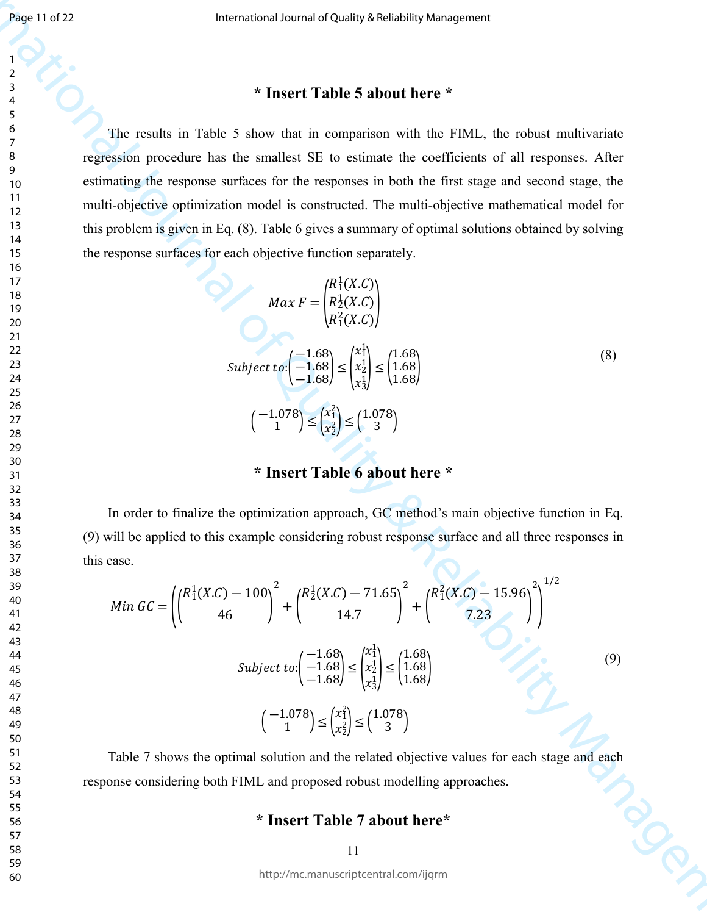\* Insert Table 5 about here \*

The results in Table 5 show that in comparison with the FIML, the robust multivariate regression procedure has the smallest SE to estimate the coefficients of all responses. After estimating the response surfaces for the responses in both the first stage and second stage, the multi-objective optimization model is constructed. The multi-objective mathematical model for this problem is given in Eq. (8). Table 6 gives a summary of optimal solutions obtained by solving the response surfaces for each objective function separately.

$$Max\ F = \begin{pmatrix} R_1^1(X.C) \\ R_2^1(X.C) \\ R_1^2(X.C) \end{pmatrix}$$

$$Subject\ to: \begin{pmatrix} -1.68 \\ -1.68 \\ -1.68 \end{pmatrix} \leq \begin{pmatrix} x_1^1 \\ x_2^1 \\ x_3^1 \end{pmatrix} \leq \begin{pmatrix} 1.68 \\ 1.68 \\ 1.68 \end{pmatrix} \tag{8}$$

$$\begin{pmatrix} -1.078 \\ 1 \end{pmatrix} \leq \begin{pmatrix} x_1^2 \\ x_2^2 \end{pmatrix} \leq \begin{pmatrix} 1.078 \\ 3 \end{pmatrix}$$

\* Insert Table 6 about here \*

In order to finalize the optimization approach, GC method's main objective function in Eq. (9) will be applied to this example considering robust response surface and all three responses in this case.

$$Min\ GC = \left( \left( \frac{R_1^1(X.C) - 100}{46} \right)^2 + \left( \frac{R_2^1(X.C) - 71.65}{14.7} \right)^2 + \left( \frac{R_1^2(X.C) - 15.96}{7.23} \right)^2 \right)^{1/2}$$

$$Subject\ to: \begin{pmatrix} -1.68 \\ -1.68 \\ -1.68 \end{pmatrix} \leq \begin{pmatrix} x_1^1 \\ x_2^1 \\ x_3^1 \end{pmatrix} \leq \begin{pmatrix} 1.68 \\ 1.68 \\ 1.68 \end{pmatrix} \tag{9}$$

$$\begin{pmatrix} -1.078 \\ 1 \end{pmatrix} \leq \begin{pmatrix} x_1^2 \\ x_2^2 \end{pmatrix} \leq \begin{pmatrix} 1.078 \\ 3 \end{pmatrix}$$

Table 7 shows the optimal solution and the related objective values for each stage and each response considering both FIML and proposed robust modelling approaches.

\* Insert Table 7 about here\*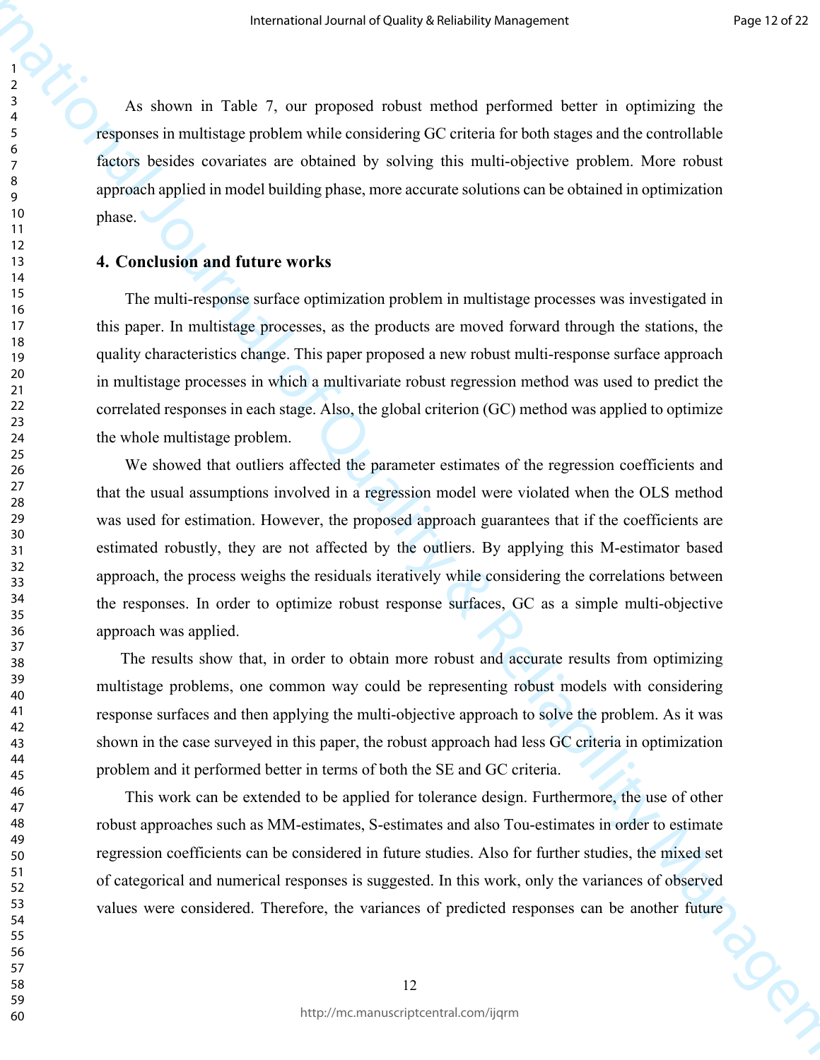As shown in Table 7, our proposed robust method performed better in optimizing the responses in multistage problem while considering GC criteria for both stages and the controllable factors besides covariates are obtained by solving this multi-objective problem. More robust approach applied in model building phase, more accurate solutions can be obtained in optimization phase.

## 4. Conclusion and future works

The multi-response surface optimization problem in multistage processes was investigated in this paper. In multistage processes, as the products are moved forward through the stations, the quality characteristics change. This paper proposed a new robust multi-response surface approach in multistage processes in which a multivariate robust regression method was used to predict the correlated responses in each stage. Also, the global criterion (GC) method was applied to optimize the whole multistage problem.

We showed that outliers affected the parameter estimates of the regression coefficients and that the usual assumptions involved in a regression model were violated when the OLS method was used for estimation. However, the proposed approach guarantees that if the coefficients are estimated robustly, they are not affected by the outliers. By applying this M-estimator based approach, the process weighs the residuals iteratively while considering the correlations between the responses. In order to optimize robust response surfaces, GC as a simple multi-objective approach was applied.

The results show that, in order to obtain more robust and accurate results from optimizing multistage problems, one common way could be representing robust models with considering response surfaces and then applying the multi-objective approach to solve the problem. As it was shown in the case surveyed in this paper, the robust approach had less GC criteria in optimization problem and it performed better in terms of both the SE and GC criteria.

This work can be extended to be applied for tolerance design. Furthermore, the use of other robust approaches such as MM-estimates, S-estimates and also Tou-estimates in order to estimate regression coefficients can be considered in future studies. Also for further studies, the mixed set of categorical and numerical responses is suggested. In this work, only the variances of observed values were considered. Therefore, the variances of predicted responses can be another future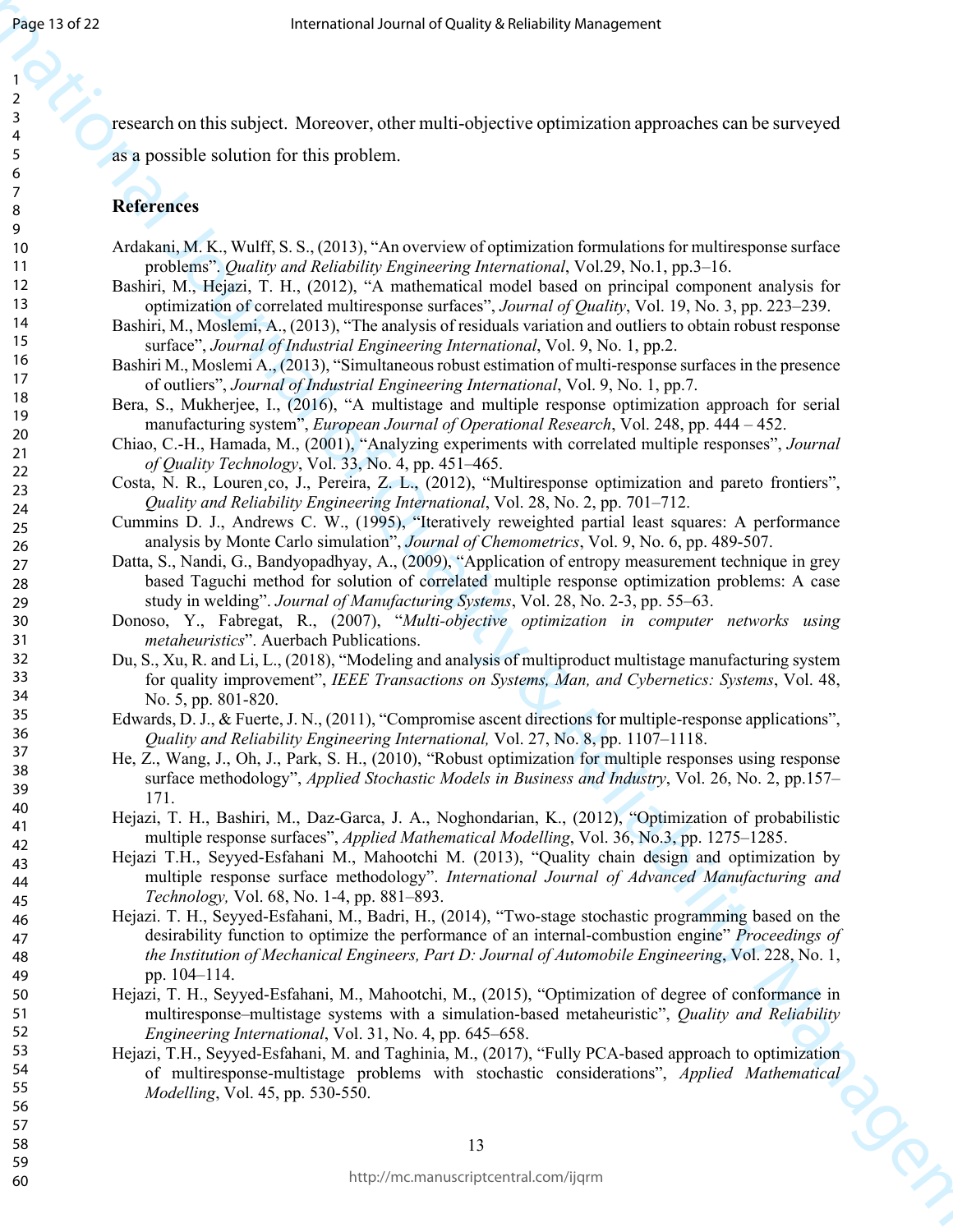research on this subject. Moreover, other multi-objective optimization approaches can be surveyed as a possible solution for this problem.

## References

Ardakani, M. K., Wulff, S. S., (2013), "An overview of optimization formulations for multiresponse surface problems". *Quality and Reliability Engineering International*, Vol.29, No.1, pp.3–16.

Bashiri, M., Hejazi, T. H., (2012), "A mathematical model based on principal component analysis for optimization of correlated multiresponse surfaces", *Journal of Quality*, Vol. 19, No. 3, pp. 223–239.

Bashiri, M., Moslemi, A., (2013), "The analysis of residuals variation and outliers to obtain robust response surface", *Journal of Industrial Engineering International*, Vol. 9, No. 1, pp.2.

Bashiri M., Moslemi A., (2013), "Simultaneous robust estimation of multi-response surfaces in the presence of outliers", *Journal of Industrial Engineering International*, Vol. 9, No. 1, pp.7.

Bera, S., Mukherjee, I., (2016), "A multistage and multiple response optimization approach for serial manufacturing system", *European Journal of Operational Research*, Vol. 248, pp. 444 – 452.

Chiao, C.-H., Hamada, M., (2001), "Analyzing experiments with correlated multiple responses", *Journal of Quality Technology*, Vol. 33, No. 4, pp. 451–465.

Costa, N. R., Louren¸co, J., Pereira, Z. L., (2012), "Multiresponse optimization and pareto frontiers", *Quality and Reliability Engineering International*, Vol. 28, No. 2, pp. 701–712.

Cummins D. J., Andrews C. W., (1995), "Iteratively reweighted partial least squares: A performance analysis by Monte Carlo simulation", *Journal of Chemometrics*, Vol. 9, No. 6, pp. 489-507.

Datta, S., Nandi, G., Bandyopadhyay, A., (2009), "Application of entropy measurement technique in grey based Taguchi method for solution of correlated multiple response optimization problems: A case study in welding". *Journal of Manufacturing Systems*, Vol. 28, No. 2-3, pp. 55–63.

Donoso, Y., Fabregat, R., (2007), "*Multi-objective optimization in computer networks using metaheuristics*". Auerbach Publications.

Du, S., Xu, R. and Li, L., (2018), "Modeling and analysis of multiproduct multistage manufacturing system for quality improvement", *IEEE Transactions on Systems, Man, and Cybernetics: Systems*, Vol. 48, No. 5, pp. 801-820.

Edwards, D. J., & Fuerte, J. N., (2011), "Compromise ascent directions for multiple-response applications", *Quality and Reliability Engineering International,* Vol. 27, No. 8, pp. 1107–1118.

He, Z., Wang, J., Oh, J., Park, S. H., (2010), "Robust optimization for multiple responses using response surface methodology", *Applied Stochastic Models in Business and Industry*, Vol. 26, No. 2, pp.157–171.

Hejazi, T. H., Bashiri, M., Daz-Garca, J. A., Noghondarian, K., (2012), "Optimization of probabilistic multiple response surfaces", *Applied Mathematical Modelling*, Vol. 36, No.3, pp. 1275–1285.

Hejazi T.H., Seyyed-Esfahani M., Mahootchi M. (2013), "Quality chain design and optimization by multiple response surface methodology". *International Journal of Advanced Manufacturing and Technology,* Vol. 68, No. 1-4, pp. 881–893.

Hejazi. T. H., Seyyed-Esfahani, M., Badri, H., (2014), "Two-stage stochastic programming based on the desirability function to optimize the performance of an internal-combustion engine" *Proceedings of the Institution of Mechanical Engineers, Part D: Journal of Automobile Engineering*, Vol. 228, No. 1, pp. 104–114.

Hejazi, T. H., Seyyed-Esfahani, M., Mahootchi, M., (2015), "Optimization of degree of conformance in multiresponse–multistage systems with a simulation-based metaheuristic", *Quality and Reliability Engineering International*, Vol. 31, No. 4, pp. 645–658.

Hejazi, T.H., Seyyed-Esfahani, M. and Taghinia, M., (2017), "Fully PCA-based approach to optimization of multiresponse-multistage problems with stochastic considerations", *Applied Mathematical Modelling*, Vol. 45, pp. 530-550.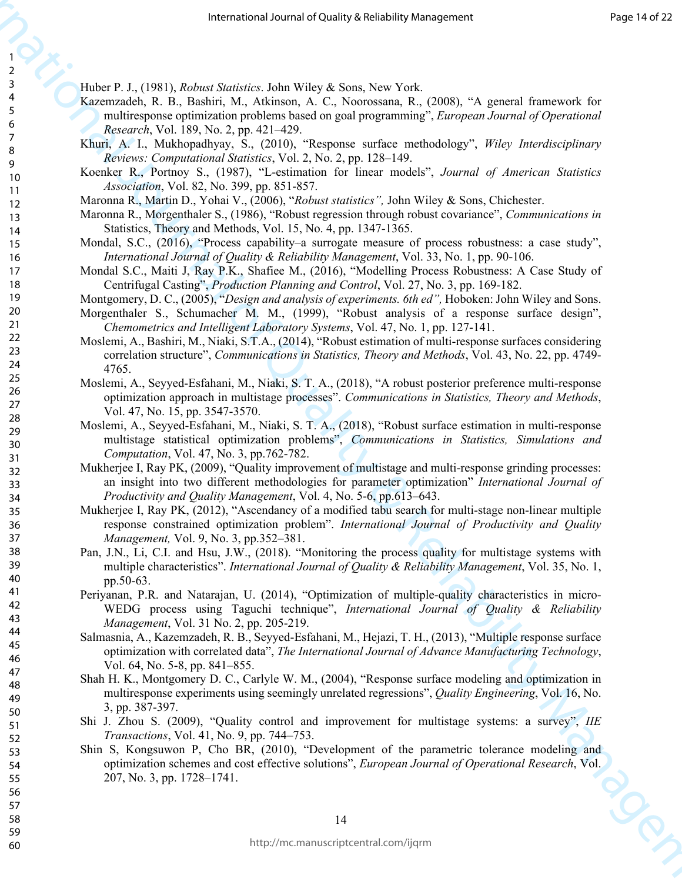Huber P. J., (1981), *Robust Statistics*. John Wiley & Sons, New York.

Kazemzadeh, R. B., Bashiri, M., Atkinson, A. C., Noorossana, R., (2008), "A general framework for multiresponse optimization problems based on goal programming", *European Journal of Operational Research*, Vol. 189, No. 2, pp. 421–429.

Khuri, A. I., Mukhopadhyay, S., (2010), "Response surface methodology", *Wiley Interdisciplinary Reviews: Computational Statistics*, Vol. 2, No. 2, pp. 128–149.

Koenker R., Portnoy S., (1987), "L-estimation for linear models", *Journal of American Statistics Association*, Vol. 82, No. 399, pp. 851-857.

Maronna R., Martin D., Yohai V., (2006), "*Robust statistics",* John Wiley & Sons, Chichester.

Maronna R., Morgenthaler S., (1986), "Robust regression through robust covariance", *Communications in* Statistics, Theory and Methods, Vol. 15, No. 4, pp. 1347-1365.

Mondal, S.C., (2016), "Process capability–a surrogate measure of process robustness: a case study", *International Journal of Quality & Reliability Management*, Vol. 33, No. 1, pp. 90-106.

Mondal S.C., Maiti J, Ray P.K., Shafiee M., (2016), "Modelling Process Robustness: A Case Study of Centrifugal Casting", *Production Planning and Control*, Vol. 27, No. 3, pp. 169-182.

Montgomery, D. C., (2005), "*Design and analysis of experiments. 6th ed",* Hoboken: John Wiley and Sons.

Morgenthaler S., Schumacher M. M., (1999), "Robust analysis of a response surface design", *Chemometrics and Intelligent Laboratory Systems*, Vol. 47, No. 1, pp. 127-141.

Moslemi, A., Bashiri, M., Niaki, S.T.A., (2014), "Robust estimation of multi-response surfaces considering correlation structure", *Communications in Statistics, Theory and Methods*, Vol. 43, No. 22, pp. 4749-4765.

Moslemi, A., Seyyed-Esfahani, M., Niaki, S. T. A., (2018), "A robust posterior preference multi-response optimization approach in multistage processes". *Communications in Statistics, Theory and Methods*, Vol. 47, No. 15, pp. 3547-3570.

Moslemi, A., Seyyed-Esfahani, M., Niaki, S. T. A., (2018), "Robust surface estimation in multi-response multistage statistical optimization problems", *Communications in Statistics, Simulations and Computation*, Vol. 47, No. 3, pp.762-782.

Mukherjee I, Ray PK, (2009), "Quality improvement of multistage and multi-response grinding processes: an insight into two different methodologies for parameter optimization" *International Journal of Productivity and Quality Management*, Vol. 4, No. 5-6, pp.613–643.

Mukherjee I, Ray PK, (2012), "Ascendancy of a modified tabu search for multi-stage non-linear multiple response constrained optimization problem". *International Journal of Productivity and Quality Management,* Vol. 9, No. 3, pp.352–381.

Pan, J.N., Li, C.I. and Hsu, J.W., (2018). "Monitoring the process quality for multistage systems with multiple characteristics". *International Journal of Quality & Reliability Management*, Vol. 35, No. 1, pp.50-63.

Periyanan, P.R. and Natarajan, U. (2014), "Optimization of multiple-quality characteristics in micro-WEDG process using Taguchi technique", *International Journal of Quality & Reliability Management*, Vol. 31 No. 2, pp. 205-219.

Salmasnia, A., Kazemzadeh, R. B., Seyyed-Esfahani, M., Hejazi, T. H., (2013), "Multiple response surface optimization with correlated data", *The International Journal of Advance Manufacturing Technology*, Vol. 64, No. 5-8, pp. 841–855.

Shah H. K., Montgomery D. C., Carlyle W. M., (2004), "Response surface modeling and optimization in multiresponse experiments using seemingly unrelated regressions", *Quality Engineering*, Vol. 16, No. 3, pp. 387-397.

Shi J. Zhou S. (2009), "Quality control and improvement for multistage systems: a survey", *IIE Transactions*, Vol. 41, No. 9, pp. 744–753.

Shin S, Kongsuwon P, Cho BR, (2010), "Development of the parametric tolerance modeling and optimization schemes and cost effective solutions", *European Journal of Operational Research*, Vol. 207, No. 3, pp. 1728–1741.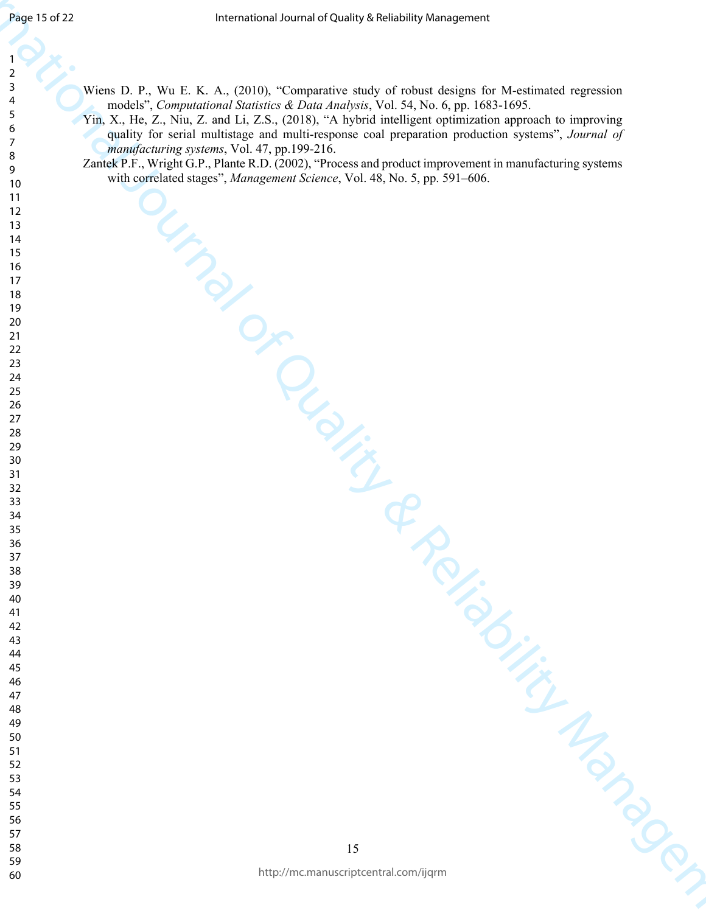Wiens D. P., Wu E. K. A., (2010), "Comparative study of robust designs for M-estimated regression models", *Computational Statistics & Data Analysis*, Vol. 54, No. 6, pp. 1683-1695.

Yin, X., He, Z., Niu, Z. and Li, Z.S., (2018), "A hybrid intelligent optimization approach to improving quality for serial multistage and multi-response coal preparation production systems", *Journal of manufacturing systems*, Vol. 47, pp.199-216.

Zantek P.F., Wright G.P., Plante R.D. (2002), "Process and product improvement in manufacturing systems with correlated stages", *Management Science*, Vol. 48, No. 5, pp. 591–606.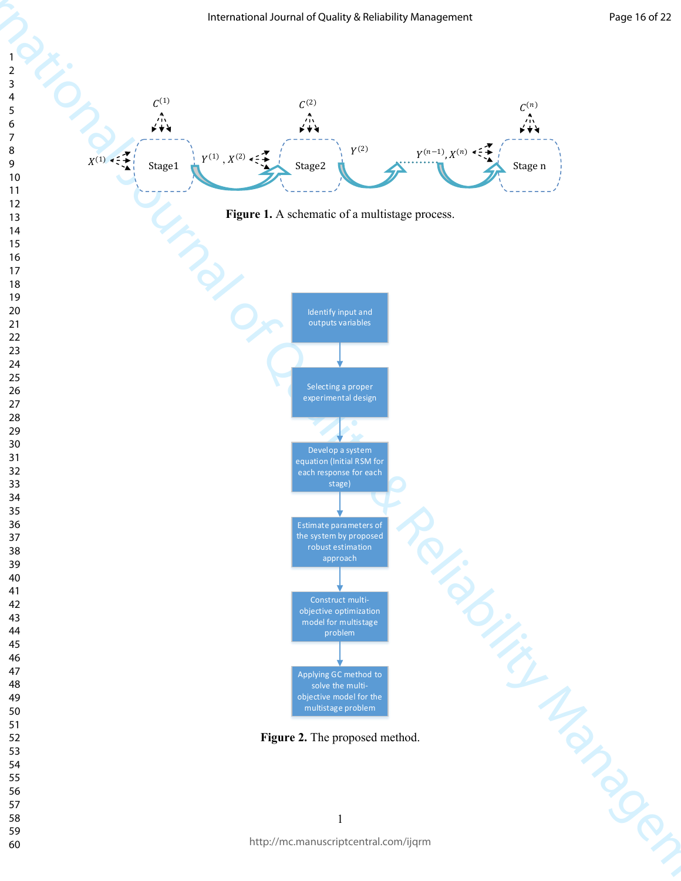Figure 1. A schematic of a multistage process.

Identify input and outputs variables

Selecting a proper experimental design

Develop a system equation (Initial RSM for each response for each stage)

Estimate parameters of the system by proposed robust estimation approach

Construct multi-objective optimization model for multistage problem

Applying GC method to solve the multi-objective model for the multistage problem

Figure 2. The proposed method.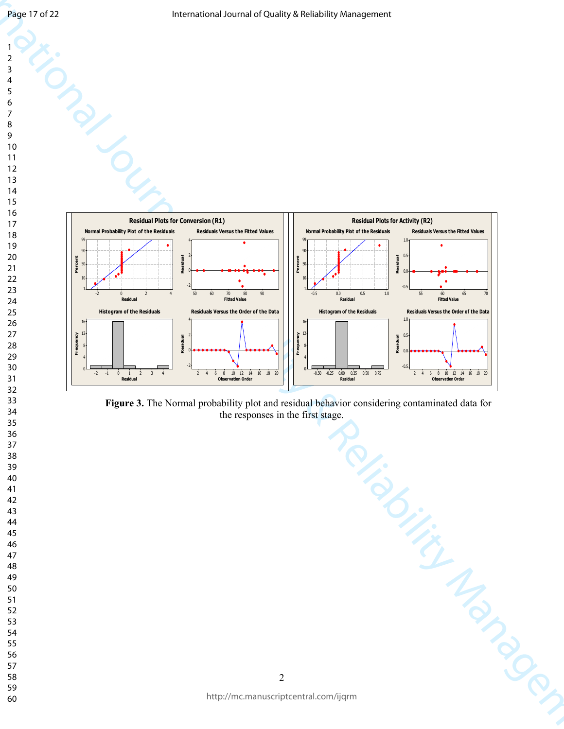**Figure 3.** The Normal probability plot and residual behavior considering contaminated data for the responses in the first stage.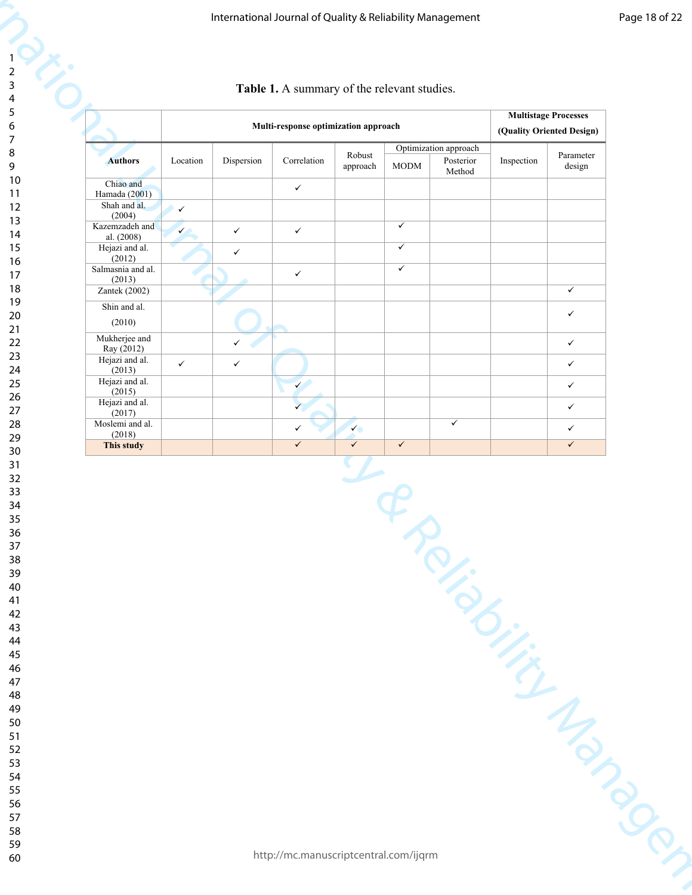**Table 1.** A summary of the relevant studies.

| Authors | Multi-response optimization approach | | | | | | Multistage Processes (Quality Oriented Design) | |
|---|---|---|---|---|---|---|---|---|
| | Location | Dispersion | Correlation | Robust approach | Optimization approach | | Inspection | Parameter design |
| | | | | | MODM | Posterior Method | | |
| Chiao and Hamada (2001) | | | ✓ | | | | | |
| Shah and al. (2004) | ✓ | | | | | | | |
| Kazemzadeh and al. (2008) | ✓ | ✓ | ✓ | | ✓ | | | |
| Hejazi and al. (2012) | | ✓ | | | ✓ | | | |
| Salmasnia and al. (2013) | | | ✓ | | ✓ | | | |
| Zantek (2002) | | | | | | | | ✓ |
| Shin and al. (2010) | | | | | | | | ✓ |
| Mukherjee and Ray (2012) | | ✓ | | | | | | ✓ |
| Hejazi and al. (2013) | ✓ | ✓ | | | | | | ✓ |
| Hejazi and al. (2015) | | | ✓ | | | | | ✓ |
| Hejazi and al. (2017) | | | ✓ | | | | | ✓ |
| Moslemi and al. (2018) | | | ✓ | ✓ | | ✓ | | ✓ |
| **This study** | | | ✓ | ✓ | ✓ | | | ✓ |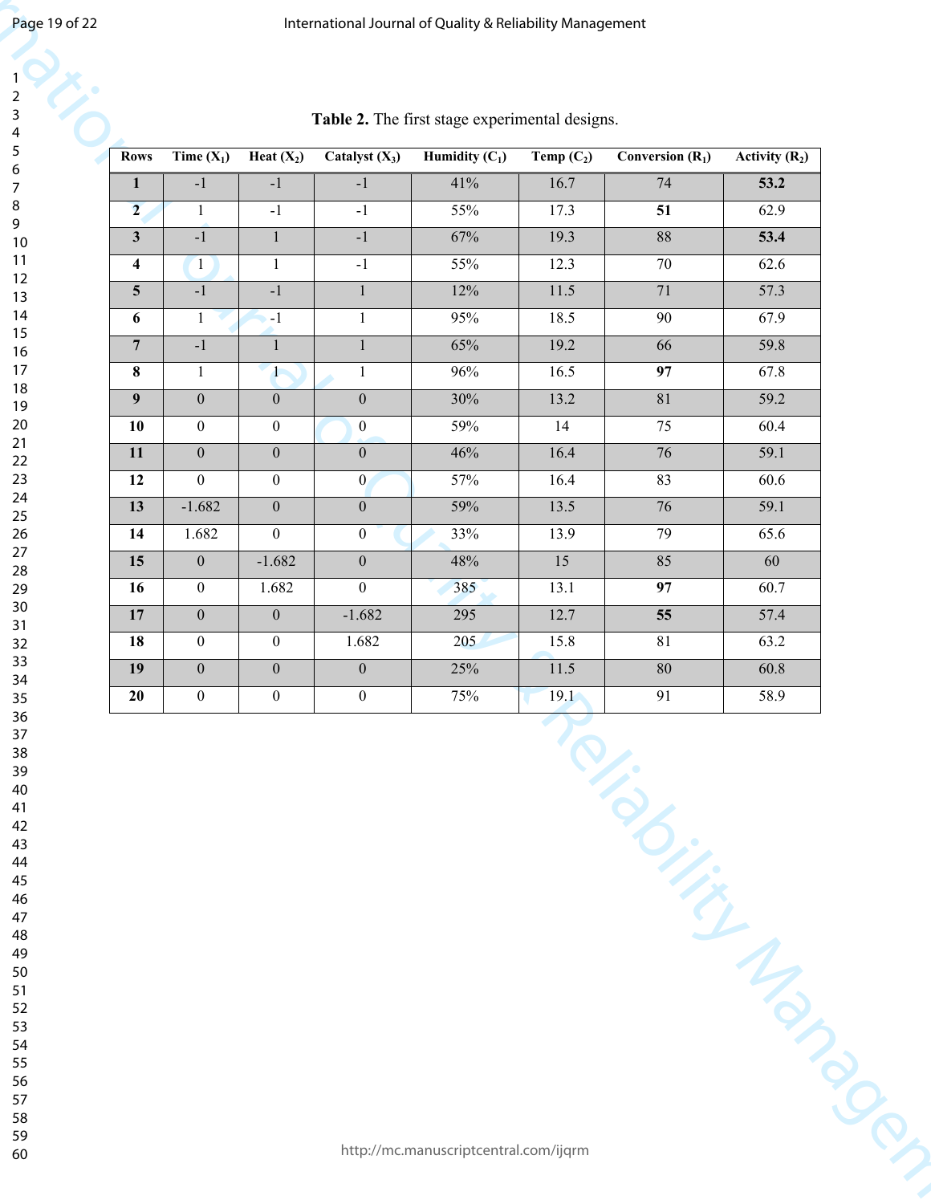**Table 2.** The first stage experimental designs.

| Rows | Time ($X_1$) | Heat ($X_2$) | Catalyst ($X_3$) | Humidity ($C_1$) | Temp ($C_2$) | Conversion ($R_1$) | Activity ($R_2$) |
|---|---|---|---|---|---|---|---|
| **1** | -1 | -1 | -1 | 41% | 16.7 | 74 | **53.2** |
| **2** | 1 | -1 | -1 | 55% | 17.3 | **51** | 62.9 |
| **3** | -1 | 1 | -1 | 67% | 19.3 | 88 | **53.4** |
| **4** | 1 | 1 | -1 | 55% | 12.3 | 70 | 62.6 |
| **5** | -1 | -1 | 1 | 12% | 11.5 | 71 | 57.3 |
| **6** | 1 | -1 | 1 | 95% | 18.5 | 90 | 67.9 |
| **7** | -1 | 1 | 1 | 65% | 19.2 | 66 | 59.8 |
| **8** | 1 | 1 | 1 | 96% | 16.5 | **97** | 67.8 |
| **9** | 0 | 0 | 0 | 30% | 13.2 | 81 | 59.2 |
| **10** | 0 | 0 | 0 | 59% | 14 | 75 | 60.4 |
| **11** | 0 | 0 | 0 | 46% | 16.4 | 76 | 59.1 |
| **12** | 0 | 0 | 0 | 57% | 16.4 | 83 | 60.6 |
| **13** | -1.682 | 0 | 0 | 59% | 13.5 | 76 | 59.1 |
| **14** | 1.682 | 0 | 0 | 33% | 13.9 | 79 | 65.6 |
| **15** | 0 | -1.682 | 0 | 48% | 15 | 85 | 60 |
| **16** | 0 | 1.682 | 0 | 385 | 13.1 | **97** | 60.7 |
| **17** | 0 | 0 | -1.682 | 295 | 12.7 | **55** | 57.4 |
| **18** | 0 | 0 | 1.682 | 205 | 15.8 | 81 | 63.2 |
| **19** | 0 | 0 | 0 | 25% | 11.5 | 80 | 60.8 |
| **20** | 0 | 0 | 0 | 75% | 19.1 | 91 | 58.9 |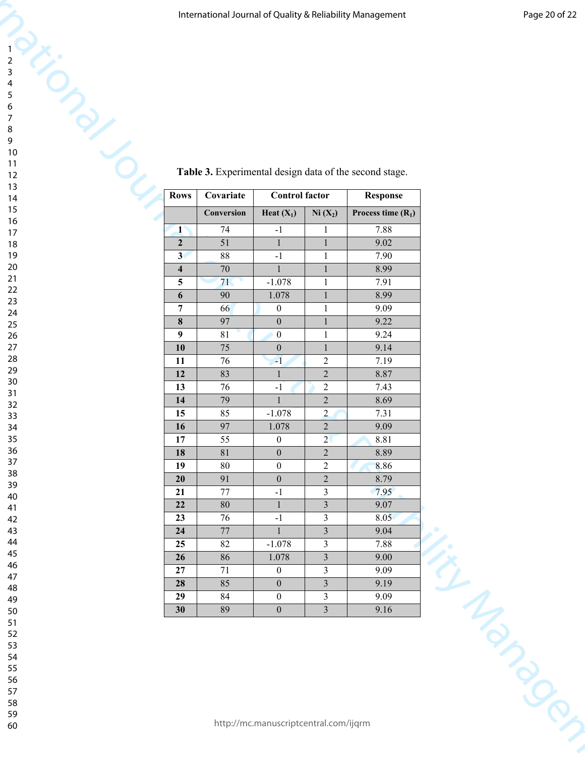**Table 3.** Experimental design data of the second stage.

| Rows | Covariate | Control factor | | Response |
|---|---|---|---|---|
| | Conversion | Heat ($X_1$) | Ni ($X_2$) | Process time ($R_1$) |
| **1** | 74 | -1 | 1 | 7.88 |
| **2** | 51 | 1 | 1 | 9.02 |
| **3** | 88 | -1 | 1 | 7.90 |
| **4** | 70 | 1 | 1 | 8.99 |
| **5** | 71 | -1.078 | 1 | 7.91 |
| **6** | 90 | 1.078 | 1 | 8.99 |
| **7** | 66 | 0 | 1 | 9.09 |
| **8** | 97 | 0 | 1 | 9.22 |
| **9** | 81 | 0 | 1 | 9.24 |
| **10** | 75 | 0 | 1 | 9.14 |
| **11** | 76 | -1 | 2 | 7.19 |
| **12** | 83 | 1 | 2 | 8.87 |
| **13** | 76 | -1 | 2 | 7.43 |
| **14** | 79 | 1 | 2 | 8.69 |
| **15** | 85 | -1.078 | 2 | 7.31 |
| **16** | 97 | 1.078 | 2 | 9.09 |
| **17** | 55 | 0 | 2 | 8.81 |
| **18** | 81 | 0 | 2 | 8.89 |
| **19** | 80 | 0 | 2 | 8.86 |
| **20** | 91 | 0 | 2 | 8.79 |
| **21** | 77 | -1 | 3 | 7.95 |
| **22** | 80 | 1 | 3 | 9.07 |
| **23** | 76 | -1 | 3 | 8.05 |
| **24** | 77 | 1 | 3 | 9.04 |
| **25** | 82 | -1.078 | 3 | 7.88 |
| **26** | 86 | 1.078 | 3 | 9.00 |
| **27** | 71 | 0 | 3 | 9.09 |
| **28** | 85 | 0 | 3 | 9.19 |
| **29** | 84 | 0 | 3 | 9.09 |
| **30** | 89 | 0 | 3 | 9.16 |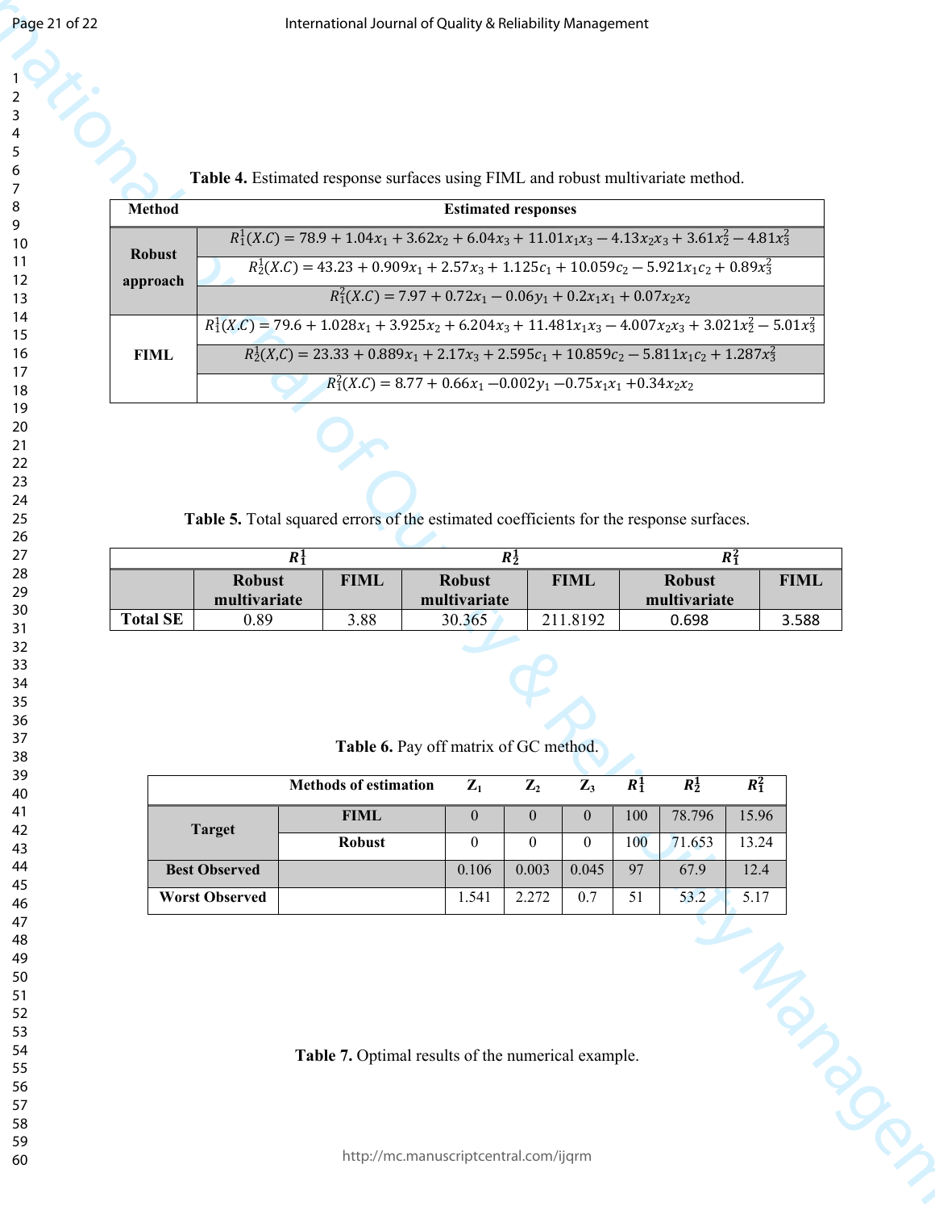**Table 4.** Estimated response surfaces using FIML and robust multivariate method.

| Method | Estimated responses |
|---|---|
| Robust approach | $R_1^1(X.C) = 78.9 + 1.04x_1 + 3.62x_2 + 6.04x_3 + 11.01x_1x_3 - 4.13x_2x_3 + 3.61x_2^2 - 4.81x_3^2$ |
| | $R_2^1(X.C) = 43.23 + 0.909x_1 + 2.57x_3 + 1.125c_1 + 10.059c_2 - 5.921x_1c_2 + 0.89x_3^2$ |
| | $R_1^2(X.C) = 7.97 + 0.72x_1 - 0.06y_1 + 0.2x_1x_1 + 0.07x_2x_2$ |
| FIML | $R_1^1(X.C) = 79.6 + 1.028x_1 + 3.925x_2 + 6.204x_3 + 11.481x_1x_3 - 4.007x_2x_3 + 3.021x_2^2 - 5.01x_3^2$ |
| | $R_2^1(X,C) = 23.33 + 0.889x_1 + 2.17x_3 + 2.595c_1 + 10.859c_2 - 5.811x_1c_2 + 1.287x_3^2$ |
| | $R_1^2(X.C) = 8.77 + 0.66x_1 - 0.002y_1 - 0.75x_1x_1 + 0.34x_2x_2$ |

**Table 5.** Total squared errors of the estimated coefficients for the response surfaces.

| | $R_1^1$ | | $R_2^1$ | | $R_1^2$ | |
|---|---|---|---|---|---|---|
| | Robust multivariate | FIML | Robust multivariate | FIML | Robust multivariate | FIML |
| Total SE | 0.89 | 3.88 | 30.365 | 211.8192 | 0.698 | 3.588 |

**Table 6.** Pay off matrix of GC method.

| | Methods of estimation | $Z_1$ | $Z_2$ | $Z_3$ | $R_1^1$ | $R_2^1$ | $R_1^2$ |
|---|---|---|---|---|---|---|---|
| Target | FIML | 0 | 0 | 0 | 100 | 78.796 | 15.96 |
| | Robust | 0 | 0 | 0 | 100 | 71.653 | 13.24 |
| Best Observed | | 0.106 | 0.003 | 0.045 | 97 | 67.9 | 12.4 |
| Worst Observed | | 1.541 | 2.272 | 0.7 | 51 | 53.2 | 5.17 |

**Table 7.** Optimal results of the numerical example.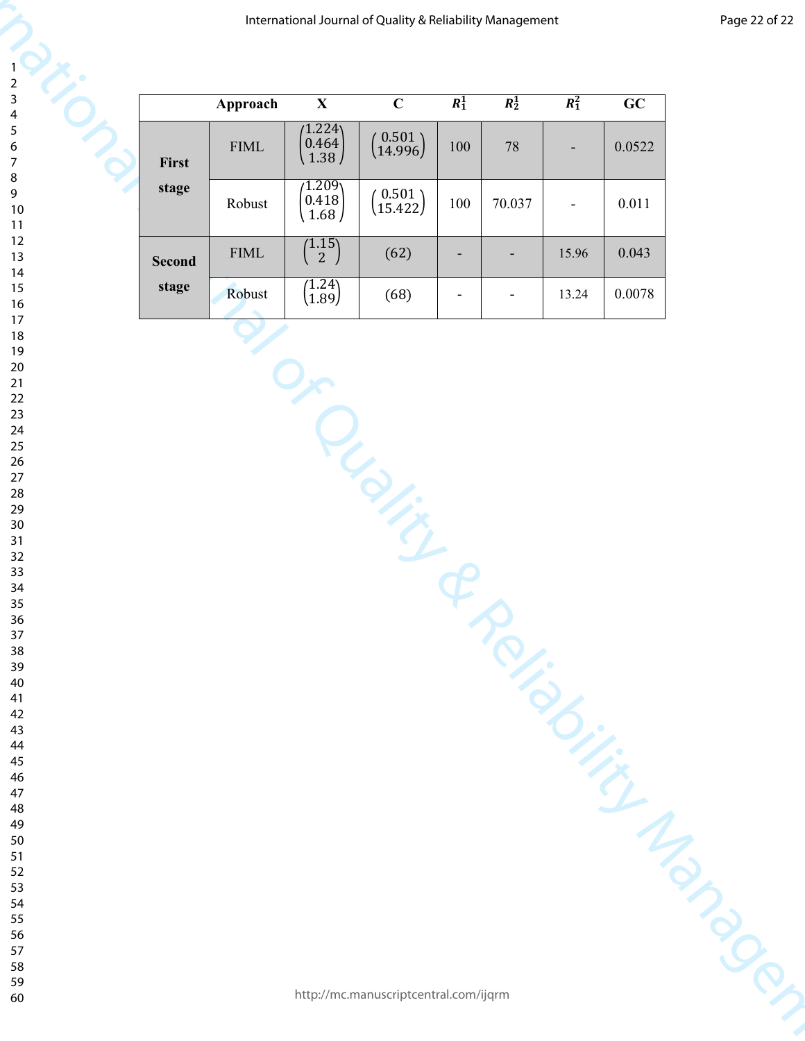| | Approach | X | C | $R_1^1$ | $R_2^1$ | $R_1^2$ | GC |
|---|---|---|---|---|---|---|---|
| **First stage** | FIML | $\begin{pmatrix}1.224\\0.464\\1.38\end{pmatrix}$ | $\begin{pmatrix}0.501\\14.996\end{pmatrix}$ | 100 | 78 | - | 0.0522 |
| | Robust | $\begin{pmatrix}1.209\\0.418\\1.68\end{pmatrix}$ | $\begin{pmatrix}0.501\\15.422\end{pmatrix}$ | 100 | 70.037 | - | 0.011 |
| **Second stage** | FIML | $\begin{pmatrix}1.15\\2\end{pmatrix}$ | $(62)$ | - | - | 15.96 | 0.043 |
| | Robust | $\begin{pmatrix}1.24\\1.89\end{pmatrix}$ | $(68)$ | - | - | 13.24 | 0.0078 |